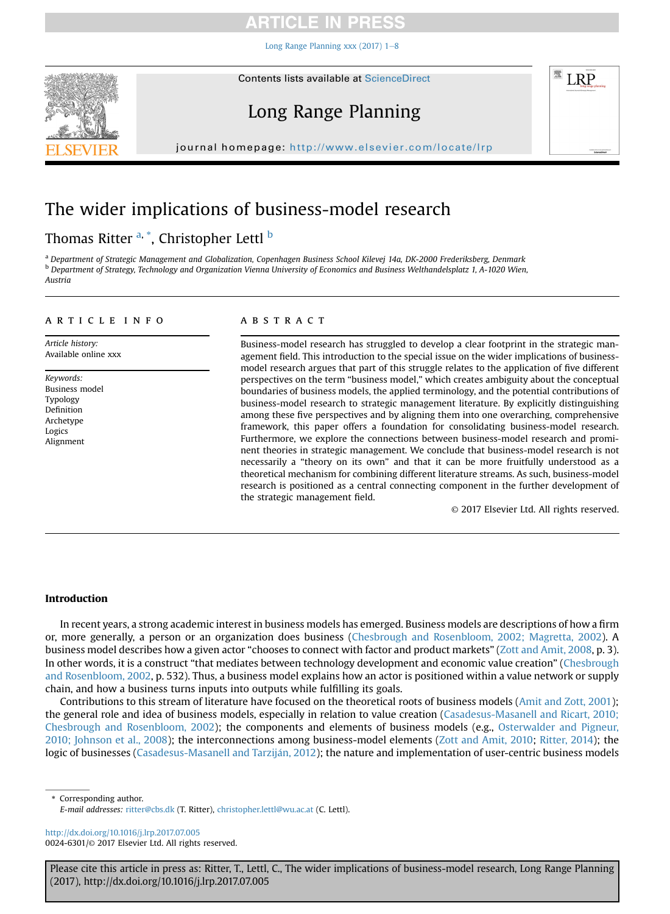# The wider implications of business-model research

Thomas Ritter [a, *], Christopher Lettl [b]

[a] Department of Strategic Management and Globalization, Copenhagen Business School Kilevej 14a, DK-2000 Frederiksberg, Denmark

[b] Department of Strategy, Technology and Organization Vienna University of Economics and Business Welthandelsplatz 1, A-1020 Wien, Austria

## ARTICLE INFO

*Article history:*
Available online xxx

*Keywords:*
Business model
Typology
Definition
Archetype
Logics
Alignment

## ABSTRACT

Business-model research has struggled to develop a clear footprint in the strategic management field. This introduction to the special issue on the wider implications of business-model research argues that part of this struggle relates to the application of five different perspectives on the term "business model," which creates ambiguity about the conceptual boundaries of business models, the applied terminology, and the potential contributions of business-model research to strategic management literature. By explicitly distinguishing among these five perspectives and by aligning them into one overarching, comprehensive framework, this paper offers a foundation for consolidating business-model research. Furthermore, we explore the connections between business-model research and prominent theories in strategic management. We conclude that business-model research is not necessarily a "theory on its own" and that it can be more fruitfully understood as a theoretical mechanism for combining different literature streams. As such, business-model research is positioned as a central connecting component in the further development of the strategic management field.

© 2017 Elsevier Ltd. All rights reserved.

## Introduction

In recent years, a strong academic interest in business models has emerged. Business models are descriptions of how a firm or, more generally, a person or an organization does business (Chesbrough and Rosenbloom, 2002; Magretta, 2002). A business model describes how a given actor "chooses to connect with factor and product markets" (Zott and Amit, 2008, p. 3). In other words, it is a construct "that mediates between technology development and economic value creation" (Chesbrough and Rosenbloom, 2002, p. 532). Thus, a business model explains how an actor is positioned within a value network or supply chain, and how a business turns inputs into outputs while fulfilling its goals.

Contributions to this stream of literature have focused on the theoretical roots of business models (Amit and Zott, 2001); the general role and idea of business models, especially in relation to value creation (Casadesus-Masanell and Ricart, 2010; Chesbrough and Rosenbloom, 2002); the components and elements of business models (e.g., Osterwalder and Pigneur, 2010; Johnson et al., 2008); the interconnections among business-model elements (Zott and Amit, 2010; Ritter, 2014); the logic of businesses (Casadesus-Masanell and Tarziján, 2012); the nature and implementation of user-centric business models

* Corresponding author.
*E-mail addresses:* ritter@cbs.dk (T. Ritter), christopher.lettl@wu.ac.at (C. Lettl).

http://dx.doi.org/10.1016/j.lrp.2017.07.005
0024-6301/© 2017 Elsevier Ltd. All rights reserved.

Please cite this article in press as: Ritter, T., Lettl, C., The wider implications of business-model research, Long Range Planning (2017), http://dx.doi.org/10.1016/j.lrp.2017.07.005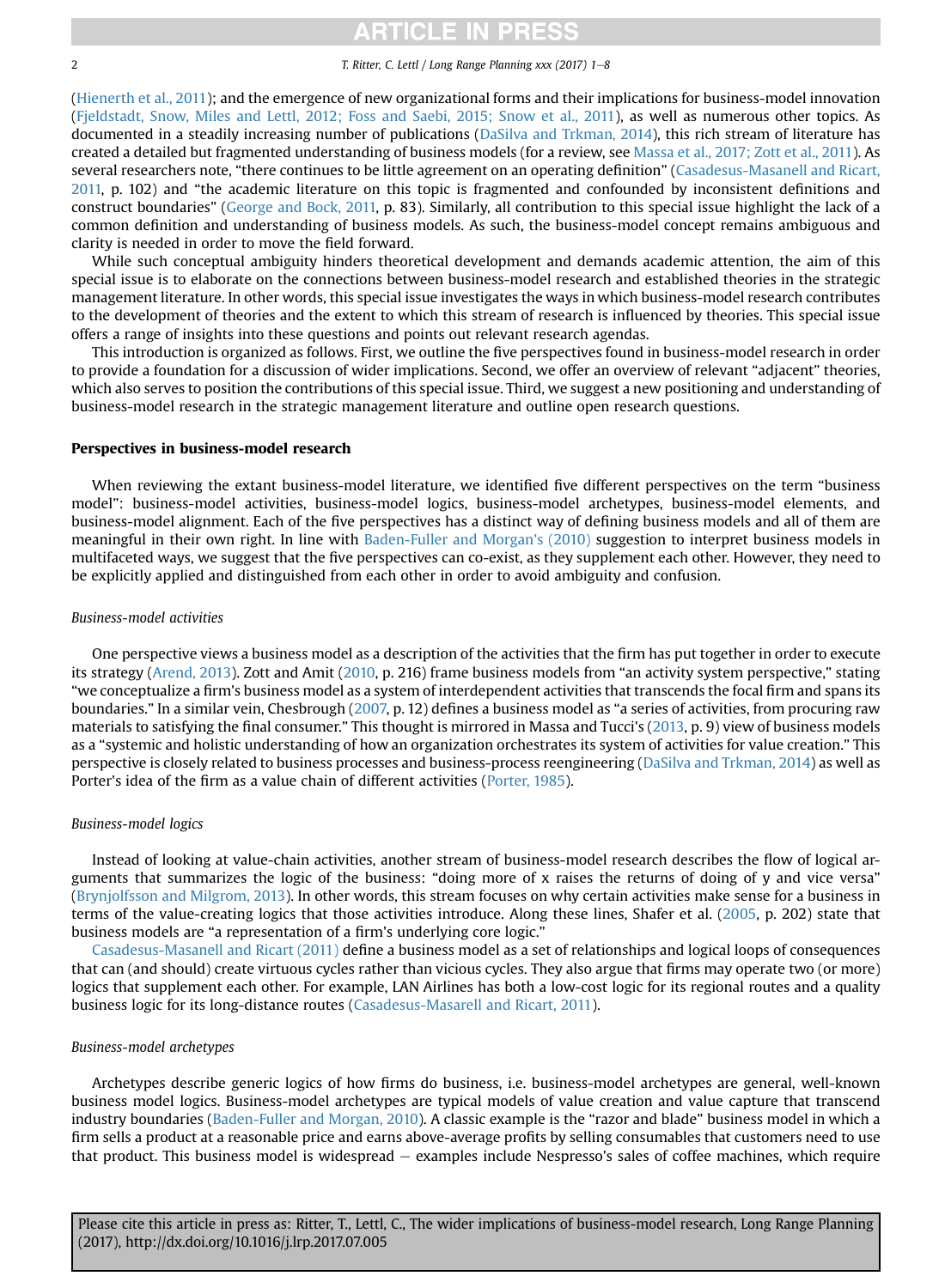(Hienerth et al., 2011); and the emergence of new organizational forms and their implications for business-model innovation (Fjeldstadt, Snow, Miles and Lettl, 2012; Foss and Saebi, 2015; Snow et al., 2011), as well as numerous other topics. As documented in a steadily increasing number of publications (DaSilva and Trkman, 2014), this rich stream of literature has created a detailed but fragmented understanding of business models (for a review, see Massa et al., 2017; Zott et al., 2011). As several researchers note, "there continues to be little agreement on an operating definition" (Casadesus-Masanell and Ricart, 2011, p. 102) and "the academic literature on this topic is fragmented and confounded by inconsistent definitions and construct boundaries" (George and Bock, 2011, p. 83). Similarly, all contribution to this special issue highlight the lack of a common definition and understanding of business models. As such, the business-model concept remains ambiguous and clarity is needed in order to move the field forward.

While such conceptual ambiguity hinders theoretical development and demands academic attention, the aim of this special issue is to elaborate on the connections between business-model research and established theories in the strategic management literature. In other words, this special issue investigates the ways in which business-model research contributes to the development of theories and the extent to which this stream of research is influenced by theories. This special issue offers a range of insights into these questions and points out relevant research agendas.

This introduction is organized as follows. First, we outline the five perspectives found in business-model research in order to provide a foundation for a discussion of wider implications. Second, we offer an overview of relevant "adjacent" theories, which also serves to position the contributions of this special issue. Third, we suggest a new positioning and understanding of business-model research in the strategic management literature and outline open research questions.

## Perspectives in business-model research

When reviewing the extant business-model literature, we identified five different perspectives on the term "business model": business-model activities, business-model logics, business-model archetypes, business-model elements, and business-model alignment. Each of the five perspectives has a distinct way of defining business models and all of them are meaningful in their own right. In line with Baden-Fuller and Morgan's (2010) suggestion to interpret business models in multifaceted ways, we suggest that the five perspectives can co-exist, as they supplement each other. However, they need to be explicitly applied and distinguished from each other in order to avoid ambiguity and confusion.

### *Business-model activities*

One perspective views a business model as a description of the activities that the firm has put together in order to execute its strategy (Arend, 2013). Zott and Amit (2010, p. 216) frame business models from "an activity system perspective," stating "we conceptualize a firm's business model as a system of interdependent activities that transcends the focal firm and spans its boundaries." In a similar vein, Chesbrough (2007, p. 12) defines a business model as "a series of activities, from procuring raw materials to satisfying the final consumer." This thought is mirrored in Massa and Tucci's (2013, p. 9) view of business models as a "systemic and holistic understanding of how an organization orchestrates its system of activities for value creation." This perspective is closely related to business processes and business-process reengineering (DaSilva and Trkman, 2014) as well as Porter's idea of the firm as a value chain of different activities (Porter, 1985).

### *Business-model logics*

Instead of looking at value-chain activities, another stream of business-model research describes the flow of logical arguments that summarizes the logic of the business: "doing more of x raises the returns of doing of y and vice versa" (Brynjolfsson and Milgrom, 2013). In other words, this stream focuses on why certain activities make sense for a business in terms of the value-creating logics that those activities introduce. Along these lines, Shafer et al. (2005, p. 202) state that business models are "a representation of a firm's underlying core logic."

Casadesus-Masanell and Ricart (2011) define a business model as a set of relationships and logical loops of consequences that can (and should) create virtuous cycles rather than vicious cycles. They also argue that firms may operate two (or more) logics that supplement each other. For example, LAN Airlines has both a low-cost logic for its regional routes and a quality business logic for its long-distance routes (Casadesus-Masarell and Ricart, 2011).

### *Business-model archetypes*

Archetypes describe generic logics of how firms do business, i.e. business-model archetypes are general, well-known business model logics. Business-model archetypes are typical models of value creation and value capture that transcend industry boundaries (Baden-Fuller and Morgan, 2010). A classic example is the "razor and blade" business model in which a firm sells a product at a reasonable price and earns above-average profits by selling consumables that customers need to use that product. This business model is widespread – examples include Nespresso's sales of coffee machines, which require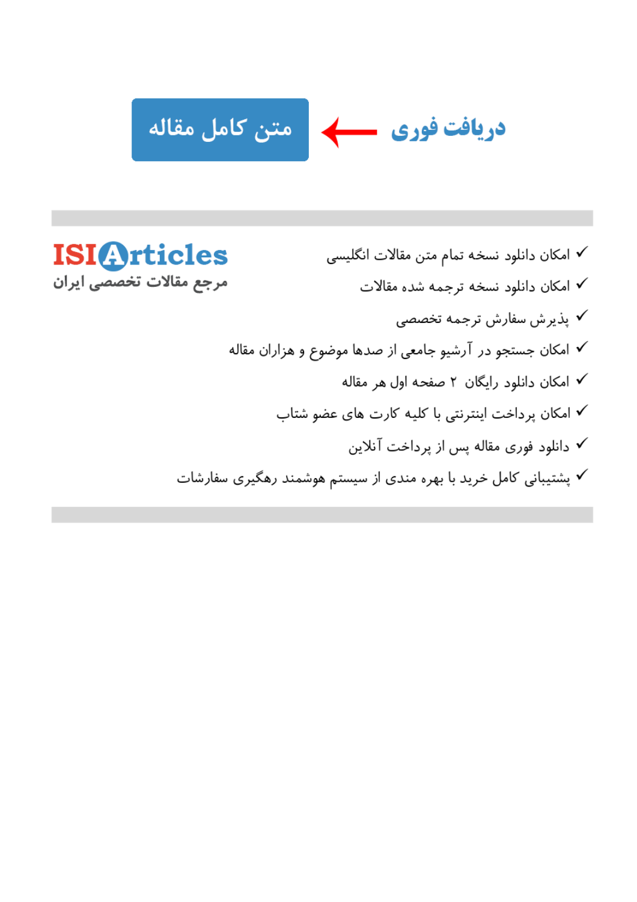دریافت فوری ← متن کامل مقاله

ISIArticles

مرجع مقالات تخصصی ایران

- ✓ امکان دانلود نسخه تمام متن مقالات انگلیسی
- ✓ امکان دانلود نسخه ترجمه شده مقالات
- ✓ پذیرش سفارش ترجمه تخصصی
- ✓ امکان جستجو در آرشیو جامعی از صدها موضوع و هزاران مقاله
- ✓ امکان دانلود رایگان ۲ صفحه اول هر مقاله
- ✓ امکان پرداخت اینترنتی با کلیه کارت های عضو شتاب
- ✓ دانلود فوری مقاله پس از پرداخت آنلاین
- ✓ پشتیبانی کامل خرید با بهره مندی از سیستم هوشمند رهگیری سفارشات